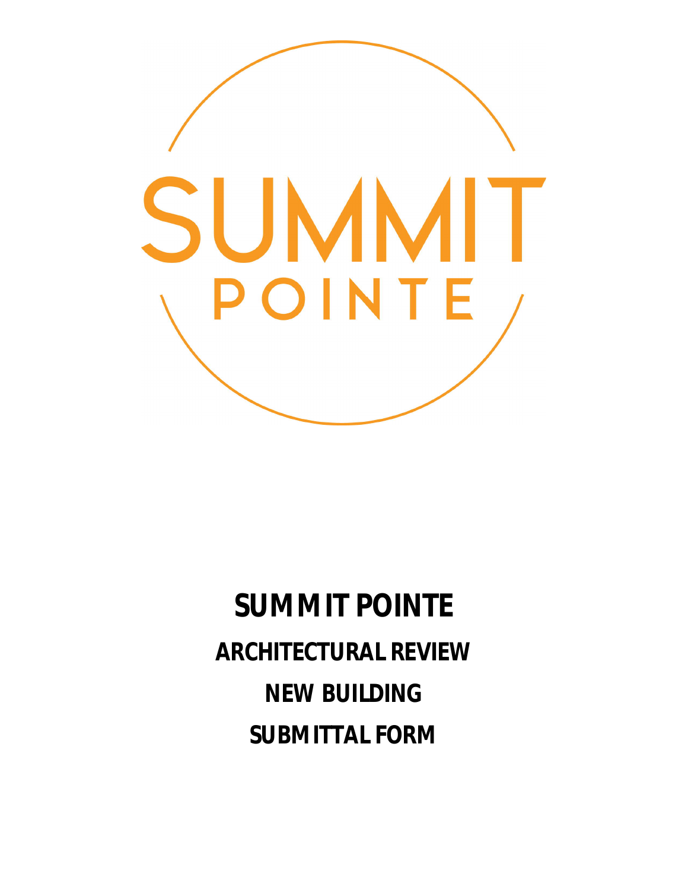SUMMIT

POINTE

# SUMMIT POINTE

## ARCHITECTURAL REVIEW

## NEW BUILDING

## SUBMITTAL FORM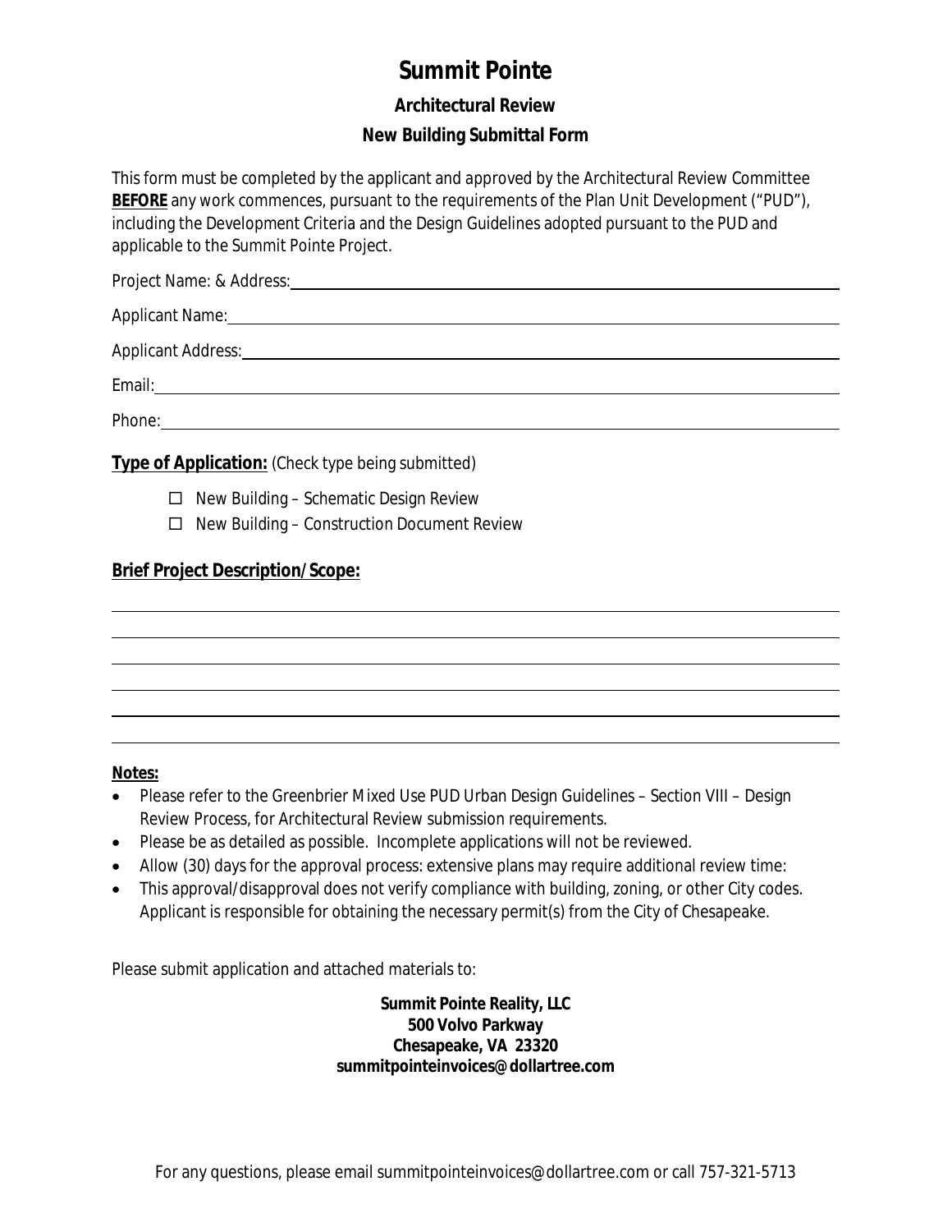# Summit Pointe

## Architectural Review

## New Building Submittal Form

This form must be completed by the applicant and approved by the Architectural Review Committee **BEFORE** any work commences, pursuant to the requirements of the Plan Unit Development ("PUD"), including the Development Criteria and the Design Guidelines adopted pursuant to the PUD and applicable to the Summit Pointe Project.

Project Name: & Address: ______________________________________________

Applicant Name: ______________________________________________

Applicant Address: ______________________________________________

Email: ______________________________________________

Phone: ______________________________________________

**Type of Application:** (Check type being submitted)

- ☐ New Building – Schematic Design Review
- ☐ New Building – Construction Document Review

**Brief Project Description/Scope:**

______________________________________________

______________________________________________

______________________________________________

______________________________________________

______________________________________________

______________________________________________

**Notes:**

- Please refer to the Greenbrier Mixed Use PUD Urban Design Guidelines – Section VIII – Design Review Process, for Architectural Review submission requirements.
- Please be as detailed as possible. Incomplete applications will not be reviewed.
- Allow (30) days for the approval process: extensive plans may require additional review time:
- This approval/disapproval does not verify compliance with building, zoning, or other City codes. Applicant is responsible for obtaining the necessary permit(s) from the City of Chesapeake.

Please submit application and attached materials to:

**Summit Pointe Reality, LLC**
**500 Volvo Parkway**
**Chesapeake, VA 23320**
**summitpointeinvoices@dollartree.com**

For any questions, please email summitpointeinvoices@dollartree.com or call 757-321-5713